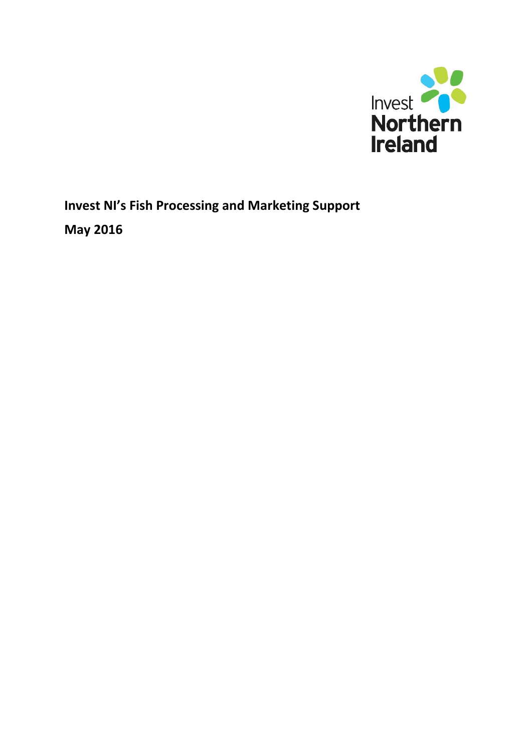Invest Northern Ireland

**Invest NI's Fish Processing and Marketing Support**

**May 2016**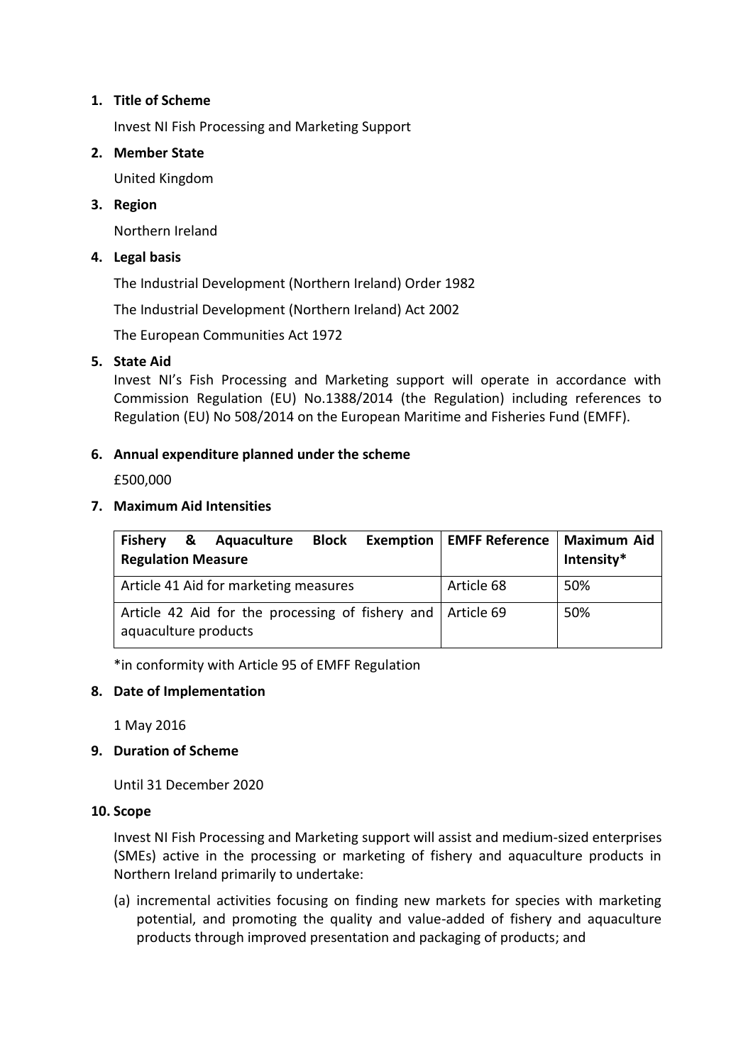1. **Title of Scheme**

   Invest NI Fish Processing and Marketing Support

2. **Member State**

   United Kingdom

3. **Region**

   Northern Ireland

4. **Legal basis**

   The Industrial Development (Northern Ireland) Order 1982

   The Industrial Development (Northern Ireland) Act 2002

   The European Communities Act 1972

5. **State Aid**

   Invest NI's Fish Processing and Marketing support will operate in accordance with Commission Regulation (EU) No.1388/2014 (the Regulation) including references to Regulation (EU) No 508/2014 on the European Maritime and Fisheries Fund (EMFF).

6. **Annual expenditure planned under the scheme**

   £500,000

7. **Maximum Aid Intensities**

| Fishery & Aquaculture Block Exemption Regulation Measure | EMFF Reference | Maximum Aid Intensity* |
|---|---|---|
| Article 41 Aid for marketing measures | Article 68 | 50% |
| Article 42 Aid for the processing of fishery and aquaculture products | Article 69 | 50% |

   *in conformity with Article 95 of EMFF Regulation

8. **Date of Implementation**

   1 May 2016

9. **Duration of Scheme**

   Until 31 December 2020

10. **Scope**

    Invest NI Fish Processing and Marketing support will assist and medium-sized enterprises (SMEs) active in the processing or marketing of fishery and aquaculture products in Northern Ireland primarily to undertake:

    (a) incremental activities focusing on finding new markets for species with marketing potential, and promoting the quality and value-added of fishery and aquaculture products through improved presentation and packaging of products; and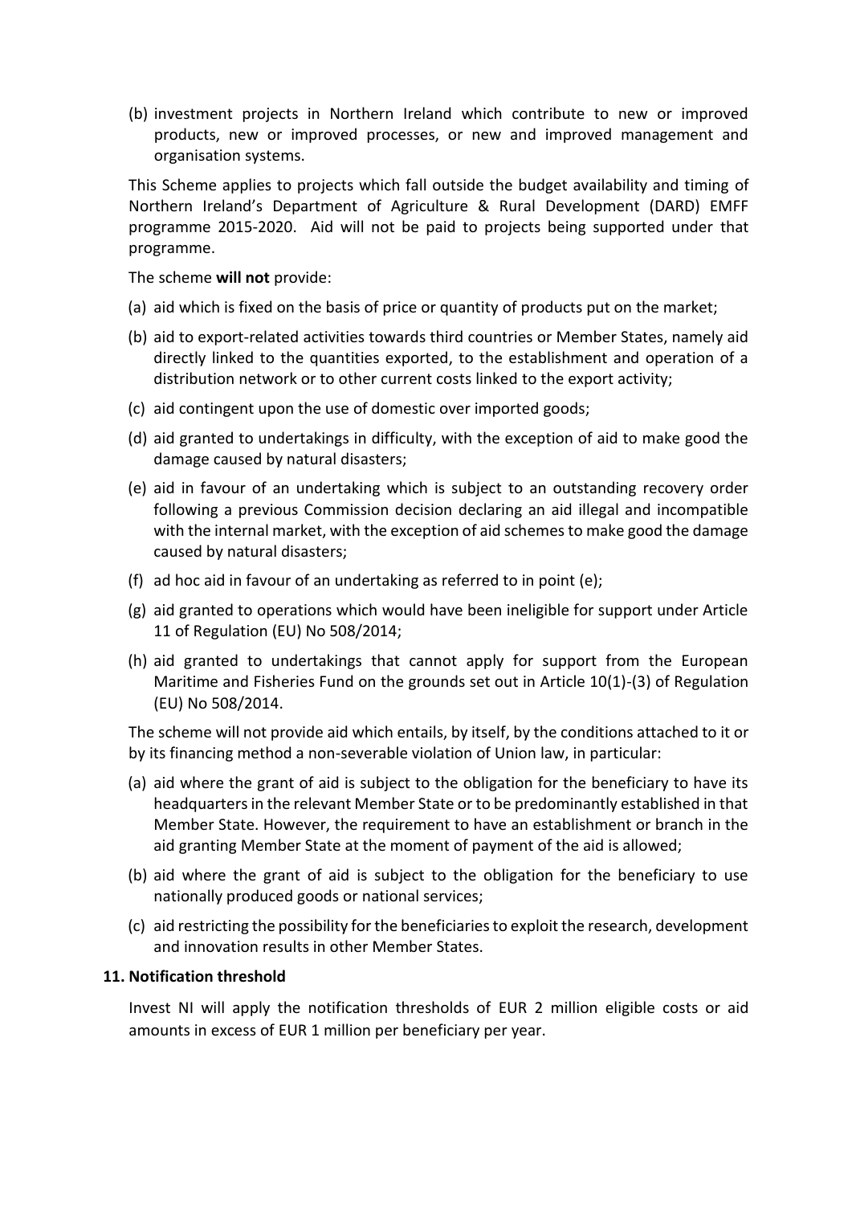(b) investment projects in Northern Ireland which contribute to new or improved products, new or improved processes, or new and improved management and organisation systems.

This Scheme applies to projects which fall outside the budget availability and timing of Northern Ireland's Department of Agriculture & Rural Development (DARD) EMFF programme 2015-2020. Aid will not be paid to projects being supported under that programme.

The scheme **will not** provide:

(a) aid which is fixed on the basis of price or quantity of products put on the market;

(b) aid to export-related activities towards third countries or Member States, namely aid directly linked to the quantities exported, to the establishment and operation of a distribution network or to other current costs linked to the export activity;

(c) aid contingent upon the use of domestic over imported goods;

(d) aid granted to undertakings in difficulty, with the exception of aid to make good the damage caused by natural disasters;

(e) aid in favour of an undertaking which is subject to an outstanding recovery order following a previous Commission decision declaring an aid illegal and incompatible with the internal market, with the exception of aid schemes to make good the damage caused by natural disasters;

(f) ad hoc aid in favour of an undertaking as referred to in point (e);

(g) aid granted to operations which would have been ineligible for support under Article 11 of Regulation (EU) No 508/2014;

(h) aid granted to undertakings that cannot apply for support from the European Maritime and Fisheries Fund on the grounds set out in Article 10(1)-(3) of Regulation (EU) No 508/2014.

The scheme will not provide aid which entails, by itself, by the conditions attached to it or by its financing method a non-severable violation of Union law, in particular:

(a) aid where the grant of aid is subject to the obligation for the beneficiary to have its headquarters in the relevant Member State or to be predominantly established in that Member State. However, the requirement to have an establishment or branch in the aid granting Member State at the moment of payment of the aid is allowed;

(b) aid where the grant of aid is subject to the obligation for the beneficiary to use nationally produced goods or national services;

(c) aid restricting the possibility for the beneficiaries to exploit the research, development and innovation results in other Member States.

## 11. Notification threshold

Invest NI will apply the notification thresholds of EUR 2 million eligible costs or aid amounts in excess of EUR 1 million per beneficiary per year.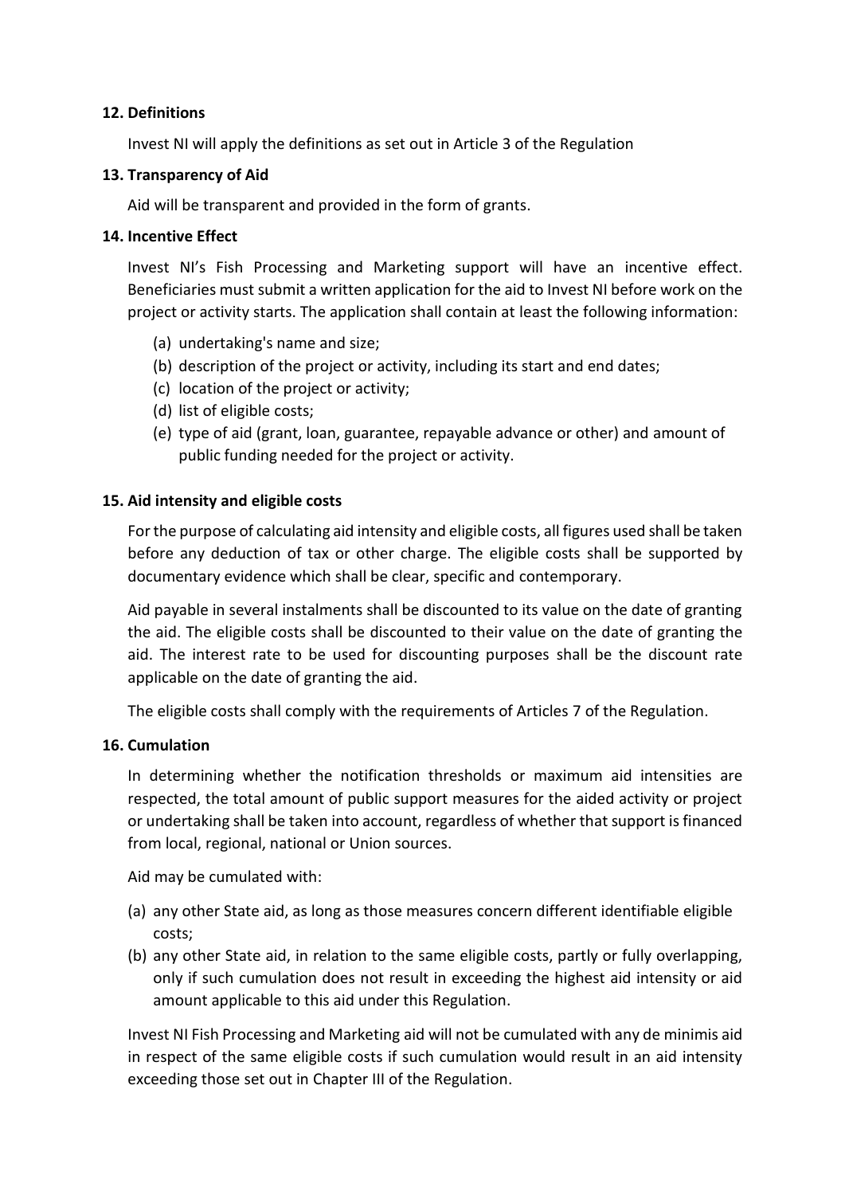## 12. Definitions

Invest NI will apply the definitions as set out in Article 3 of the Regulation

## 13. Transparency of Aid

Aid will be transparent and provided in the form of grants.

## 14. Incentive Effect

Invest NI's Fish Processing and Marketing support will have an incentive effect. Beneficiaries must submit a written application for the aid to Invest NI before work on the project or activity starts. The application shall contain at least the following information:

(a) undertaking's name and size;
(b) description of the project or activity, including its start and end dates;
(c) location of the project or activity;
(d) list of eligible costs;
(e) type of aid (grant, loan, guarantee, repayable advance or other) and amount of public funding needed for the project or activity.

## 15. Aid intensity and eligible costs

For the purpose of calculating aid intensity and eligible costs, all figures used shall be taken before any deduction of tax or other charge. The eligible costs shall be supported by documentary evidence which shall be clear, specific and contemporary.

Aid payable in several instalments shall be discounted to its value on the date of granting the aid. The eligible costs shall be discounted to their value on the date of granting the aid. The interest rate to be used for discounting purposes shall be the discount rate applicable on the date of granting the aid.

The eligible costs shall comply with the requirements of Articles 7 of the Regulation.

## 16. Cumulation

In determining whether the notification thresholds or maximum aid intensities are respected, the total amount of public support measures for the aided activity or project or undertaking shall be taken into account, regardless of whether that support is financed from local, regional, national or Union sources.

Aid may be cumulated with:

(a) any other State aid, as long as those measures concern different identifiable eligible costs;
(b) any other State aid, in relation to the same eligible costs, partly or fully overlapping, only if such cumulation does not result in exceeding the highest aid intensity or aid amount applicable to this aid under this Regulation.

Invest NI Fish Processing and Marketing aid will not be cumulated with any de minimis aid in respect of the same eligible costs if such cumulation would result in an aid intensity exceeding those set out in Chapter III of the Regulation.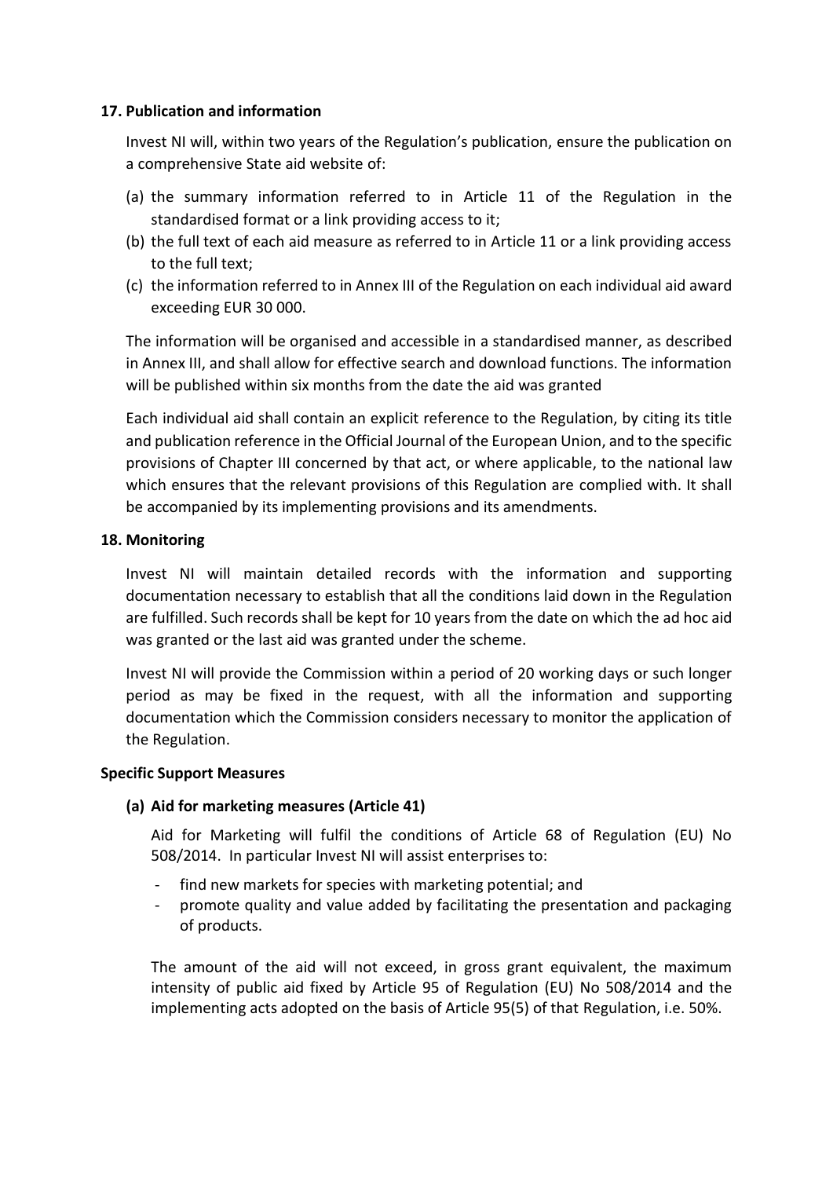### 17. Publication and information

Invest NI will, within two years of the Regulation's publication, ensure the publication on a comprehensive State aid website of:

(a) the summary information referred to in Article 11 of the Regulation in the standardised format or a link providing access to it;

(b) the full text of each aid measure as referred to in Article 11 or a link providing access to the full text;

(c) the information referred to in Annex III of the Regulation on each individual aid award exceeding EUR 30 000.

The information will be organised and accessible in a standardised manner, as described in Annex III, and shall allow for effective search and download functions. The information will be published within six months from the date the aid was granted

Each individual aid shall contain an explicit reference to the Regulation, by citing its title and publication reference in the Official Journal of the European Union, and to the specific provisions of Chapter III concerned by that act, or where applicable, to the national law which ensures that the relevant provisions of this Regulation are complied with. It shall be accompanied by its implementing provisions and its amendments.

### 18. Monitoring

Invest NI will maintain detailed records with the information and supporting documentation necessary to establish that all the conditions laid down in the Regulation are fulfilled. Such records shall be kept for 10 years from the date on which the ad hoc aid was granted or the last aid was granted under the scheme.

Invest NI will provide the Commission within a period of 20 working days or such longer period as may be fixed in the request, with all the information and supporting documentation which the Commission considers necessary to monitor the application of the Regulation.

### Specific Support Measures

#### (a) Aid for marketing measures (Article 41)

Aid for Marketing will fulfil the conditions of Article 68 of Regulation (EU) No 508/2014. In particular Invest NI will assist enterprises to:

- find new markets for species with marketing potential; and
- promote quality and value added by facilitating the presentation and packaging of products.

The amount of the aid will not exceed, in gross grant equivalent, the maximum intensity of public aid fixed by Article 95 of Regulation (EU) No 508/2014 and the implementing acts adopted on the basis of Article 95(5) of that Regulation, i.e. 50%.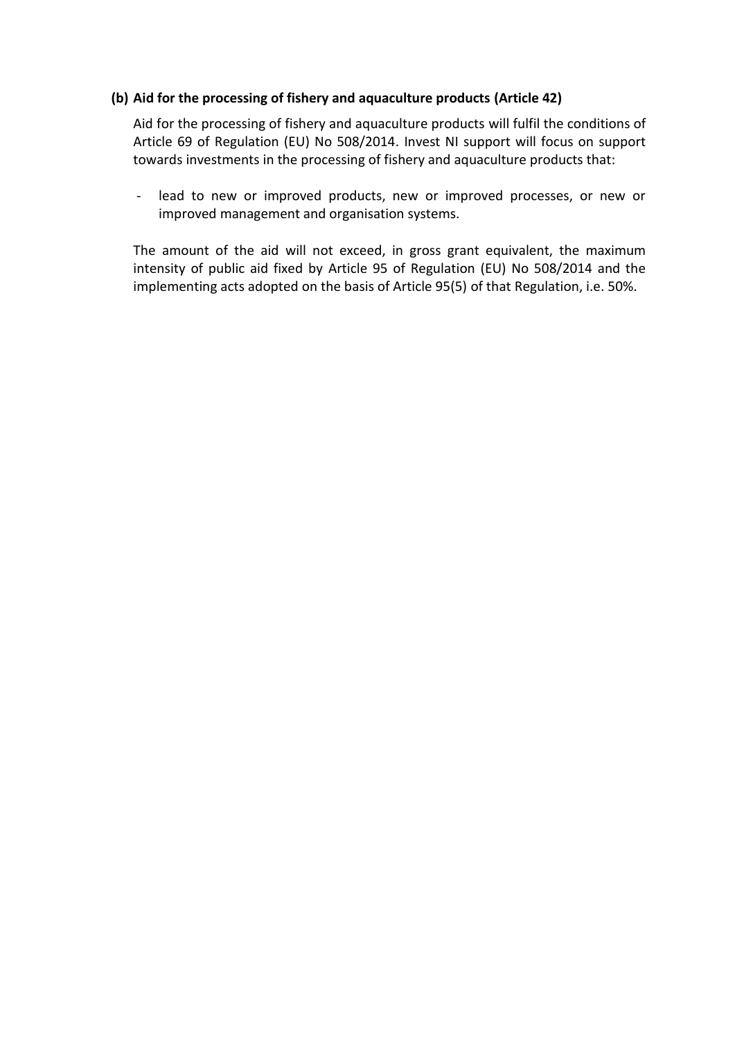### (b) Aid for the processing of fishery and aquaculture products (Article 42)

Aid for the processing of fishery and aquaculture products will fulfil the conditions of Article 69 of Regulation (EU) No 508/2014. Invest NI support will focus on support towards investments in the processing of fishery and aquaculture products that:

- lead to new or improved products, new or improved processes, or new or improved management and organisation systems.

The amount of the aid will not exceed, in gross grant equivalent, the maximum intensity of public aid fixed by Article 95 of Regulation (EU) No 508/2014 and the implementing acts adopted on the basis of Article 95(5) of that Regulation, i.e. 50%.